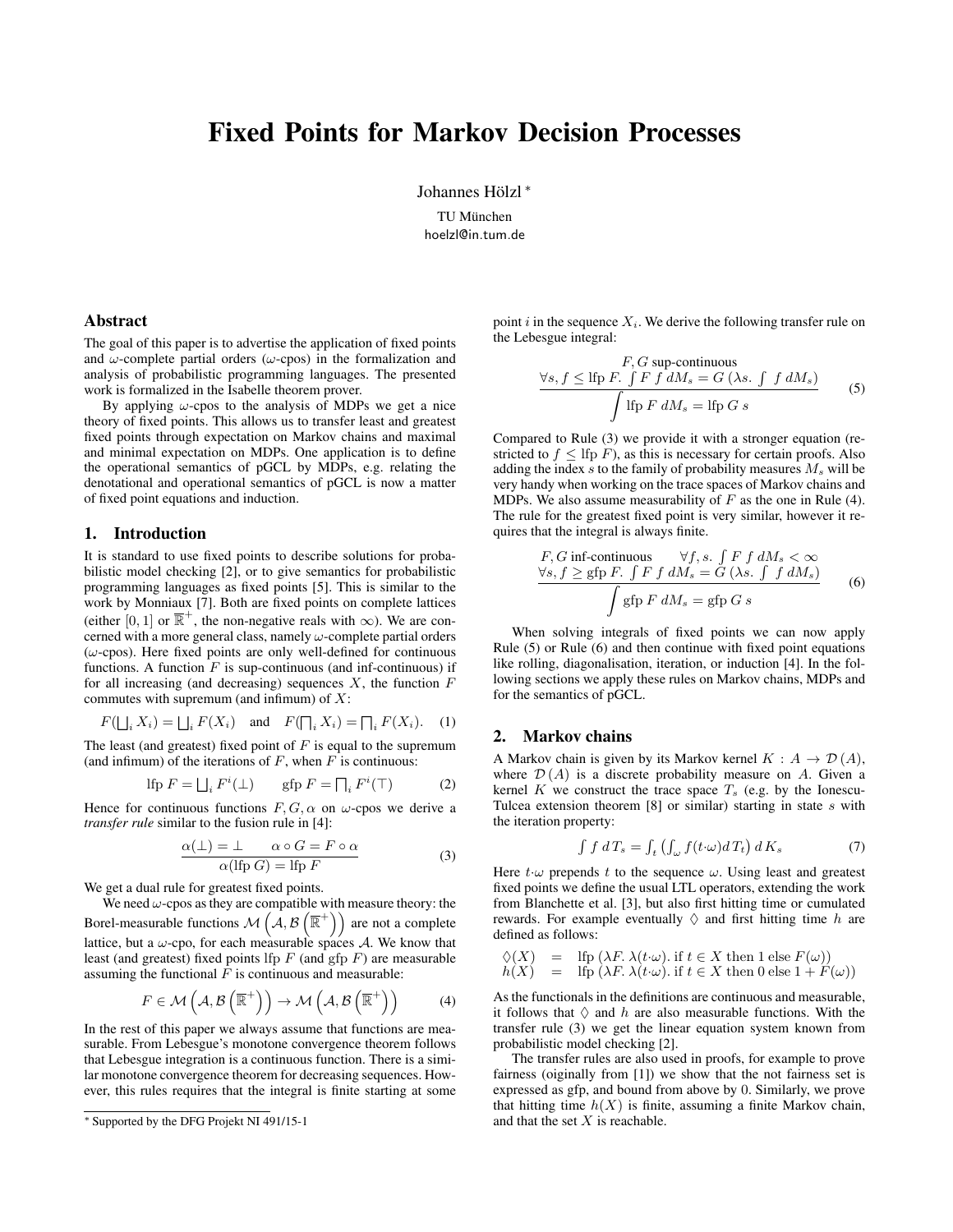# Fixed Points for Markov Decision Processes

Johannes Hölzl *

TU München
hoelzl@in.tum.de

## Abstract

The goal of this paper is to advertise the application of fixed points and $\omega$-complete partial orders ($\omega$-cpos) in the formalization and analysis of probabilistic programming languages. The presented work is formalized in the Isabelle theorem prover.

By applying $\omega$-cpos to the analysis of MDPs we get a nice theory of fixed points. This allows us to transfer least and greatest fixed points through expectation on Markov chains and maximal and minimal expectation on MDPs. One application is to define the operational semantics of pGCL by MDPs, e.g. relating the denotational and operational semantics of pGCL is now a matter of fixed point equations and induction.

## 1. Introduction

It is standard to use fixed points to describe solutions for probabilistic model checking [2], or to give semantics for probabilistic programming languages as fixed points [5]. This is similar to the work by Monniaux [7]. Both are fixed points on complete lattices (either $[0,1]$ or $\overline{\mathbb{R}}^+$, the non-negative reals with $\infty$). We are concerned with a more general class, namely $\omega$-complete partial orders ($\omega$-cpos). Here fixed points are only well-defined for continuous functions. A function $F$ is sup-continuous (and inf-continuous) if for all increasing (and decreasing) sequences $X$, the function $F$ commutes with supremum (and infimum) of $X$:

$$F(\bigsqcup_i X_i) = \bigsqcup_i F(X_i) \quad \text{and} \quad F(\bigsqcap_i X_i) = \bigsqcap_i F(X_i). \tag{1}$$

The least (and greatest) fixed point of $F$ is equal to the supremum (and infimum) of the iterations of $F$, when $F$ is continuous:

$$\text{lfp } F = \bigsqcup_i F^i(\bot) \qquad \text{gfp } F = \bigsqcap_i F^i(\top) \tag{2}$$

Hence for continuous functions $F, G, \alpha$ on $\omega$-cpos we derive a *transfer rule* similar to the fusion rule in [4]:

$$\frac{\alpha(\bot) = \bot \qquad \alpha \circ G = F \circ \alpha}{\alpha(\text{lfp } G) = \text{lfp } F} \tag{3}$$

We get a dual rule for greatest fixed points.

We need $\omega$-cpos as they are compatible with measure theory: the Borel-measurable functions $\mathcal{M}\left(\mathcal{A}, \mathcal{B}\left(\overline{\mathbb{R}}^+\right)\right)$ are not a complete lattice, but a $\omega$-cpo, for each measurable spaces $\mathcal{A}$. We know that least (and greatest) fixed points lfp $F$ (and gfp $F$) are measurable assuming the functional $F$ is continuous and measurable:

$$F \in \mathcal{M}\left(\mathcal{A}, \mathcal{B}\left(\overline{\mathbb{R}}^+\right)\right) \to \mathcal{M}\left(\mathcal{A}, \mathcal{B}\left(\overline{\mathbb{R}}^+\right)\right) \tag{4}$$

In the rest of this paper we always assume that functions are measurable. From Lebesgue's monotone convergence theorem follows that Lebesgue integration is a continuous function. There is a similar monotone convergence theorem for decreasing sequences. However, this rules requires that the integral is finite starting at some point $i$ in the sequence $X_i$. We derive the following transfer rule on the Lebesgue integral:

$$\frac{\begin{array}{c} F, G \text{ sup-continuous} \\ \forall s, f \leq \text{lfp } F.\ \int F\ f\ dM_s = G\ (\lambda s.\ \int\ f\ dM_s) \end{array}}{\int \text{lfp } F\ dM_s = \text{lfp } G\ s} \tag{5}$$

Compared to Rule (3) we provide it with a stronger equation (restricted to $f \leq$ lfp $F$), as this is necessary for certain proofs. Also adding the index $s$ to the family of probability measures $M_s$ will be very handy when working on the trace spaces of Markov chains and MDPs. We also assume measurability of $F$ as the one in Rule (4). The rule for the greatest fixed point is very similar, however it requires that the integral is always finite.

$$\frac{\begin{array}{c} F, G \text{ inf-continuous} \qquad \forall f, s.\ \int F\ f\ dM_s < \infty \\ \forall s, f \geq \text{gfp } F.\ \int F\ f\ dM_s = G\ (\lambda s.\ \int\ f\ dM_s) \end{array}}{\int \text{gfp } F\ dM_s = \text{gfp } G\ s} \tag{6}$$

When solving integrals of fixed points we can now apply Rule (5) or Rule (6) and then continue with fixed point equations like rolling, diagonalisation, iteration, or induction [4]. In the following sections we apply these rules on Markov chains, MDPs and for the semantics of pGCL.

## 2. Markov chains

A Markov chain is given by its Markov kernel $K : A \to \mathcal{D}(A)$, where $\mathcal{D}(A)$ is a discrete probability measure on $A$. Given a kernel $K$ we construct the trace space $T_s$ (e.g. by the Ionescu-Tulcea extension theorem [8] or similar) starting in state $s$ with the iteration property:

$$\int f\ d\,T_s = \int_t \left(\int_\omega f(t{\cdot}\omega) d\,T_t\right) d\,K_s \tag{7}$$

Here $t{\cdot}\omega$ prepends $t$ to the sequence $\omega$. Using least and greatest fixed points we define the usual LTL operators, extending the work from Blanchette et al. [3], but also first hitting time or cumulated rewards. For example eventually $\Diamond$ and first hitting time $h$ are defined as follows:

$$\begin{array}{rcl} \Diamond(X) & = & \text{lfp } (\lambda F.\ \lambda(t{\cdot}\omega).\ \text{if } t \in X \text{ then } 1 \text{ else } F(\omega)) \\ h(X) & = & \text{lfp } (\lambda F.\ \lambda(t{\cdot}\omega).\ \text{if } t \in X \text{ then } 0 \text{ else } 1 + F(\omega)) \end{array}$$

As the functionals in the definitions are continuous and measurable, it follows that $\Diamond$ and $h$ are also measurable functions. With the transfer rule (3) we get the linear equation system known from probabilistic model checking [2].

The transfer rules are also used in proofs, for example to prove fairness (oiginally from [1]) we show that the not fairness set is expressed as gfp, and bound from above by 0. Similarly, we prove that hitting time $h(X)$ is finite, assuming a finite Markov chain, and that the set $X$ is reachable.

* Supported by the DFG Projekt NI 491/15-1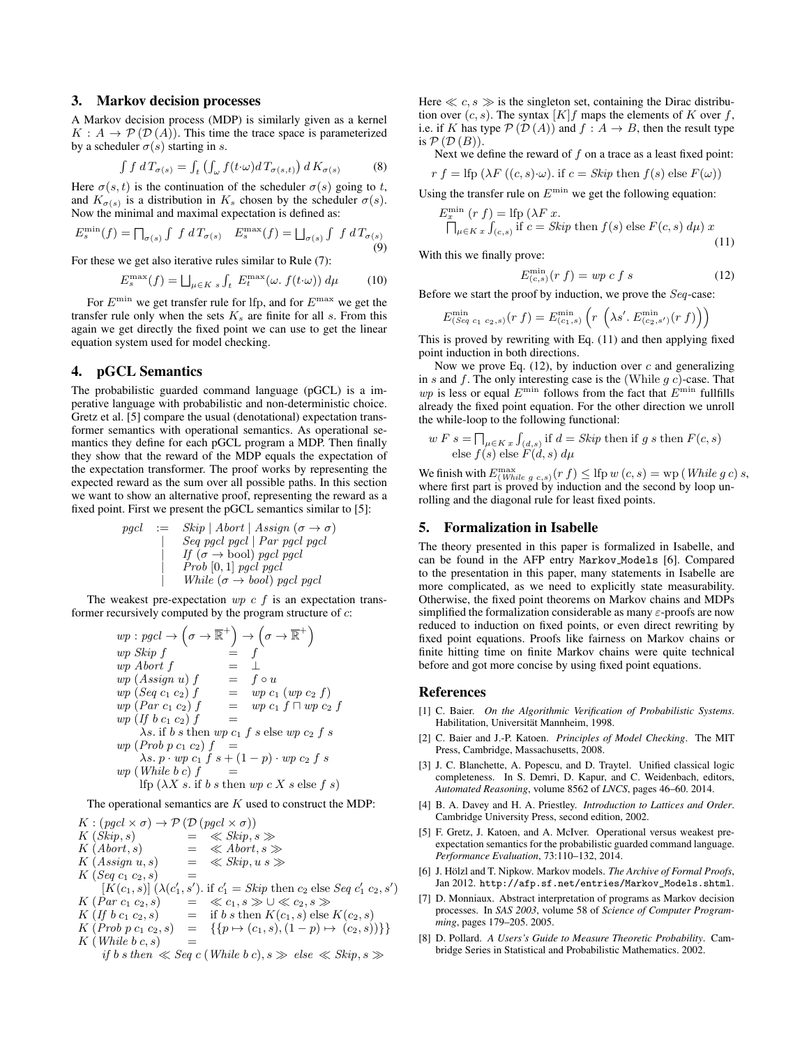## 3. Markov decision processes

A Markov decision process (MDP) is similarly given as a kernel $K : A \to \mathcal{P}(\mathcal{D}(A))$. This time the trace space is parameterized by a scheduler $\sigma(s)$ starting in $s$.

$$\int f \, d\, T_{\sigma(s)} = \int_t \left( \int_\omega f(t \cdot \omega) d\, T_{\sigma(s,t)} \right) d\, K_{\sigma(s)} \tag{8}$$

Here $\sigma(s, t)$ is the continuation of the scheduler $\sigma(s)$ going to $t$, and $K_{\sigma(s)}$ is a distribution in $K_s$ chosen by the scheduler $\sigma(s)$. Now the minimal and maximal expectation is defined as:

$$E_s^{\min}(f) = \bigsqcap_{\sigma(s)} \int f \, d\, T_{\sigma(s)} \quad E_s^{\max}(f) = \bigsqcup_{\sigma(s)} \int f \, d\, T_{\sigma(s)} \tag{9}$$

For these we get also iterative rules similar to Rule (7):

$$E_s^{\max}(f) = \bigsqcup_{\mu \in K \, s} \int_t E_t^{\max}(\omega. \, f(t \cdot \omega)) \, d\mu \tag{10}$$

For $E^{\min}$ we get transfer rule for lfp, and for $E^{\max}$ we get the transfer rule only when the sets $K_s$ are finite for all $s$. From this again we get directly the fixed point we can use to get the linear equation system used for model checking.

## 4. pGCL Semantics

The probabilistic guarded command language (pGCL) is a imperative language with probabilistic and non-deterministic choice. Gretz et al. [5] compare the usual (denotational) expectation transformer semantics with operational semantics. As operational semantics they define for each pGCL program a MDP. Then finally they show that the reward of the MDP equals the expectation of the expectation transformer. The proof works by representing the expected reward as the sum over all possible paths. In this section we want to show an alternative proof, representing the reward as a fixed point. First we present the pGCL semantics similar to [5]:

$$\begin{array}{rcl}
pgcl & := & Skip \mid Abort \mid Assign \ (\sigma \to \sigma) \\
& \mid & Seq \ pgcl \ pgcl \mid Par \ pgcl \ pgcl \\
& \mid & If \ (\sigma \to \text{bool}) \ pgcl \ pgcl \\
& \mid & Prob \ [0,1] \ pgcl \ pgcl \\
& \mid & While \ (\sigma \to bool) \ pgcl \ pgcl
\end{array}$$

The weakest pre-expectation $wp \ c \ f$ is an expectation transformer recursively computed by the program structure of $c$:

$$\begin{array}{lcl}
wp : pgcl \to \left(\sigma \to \overline{\mathbb{R}}^+\right) \to \left(\sigma \to \overline{\mathbb{R}}^+\right) \\
wp \ Skip \ f & = & f \\
wp \ Abort \ f & = & \bot \\
wp \ (Assign \ u) \ f & = & f \circ u \\
wp \ (Seq \ c_1 \ c_2) \ f & = & wp \ c_1 \ (wp \ c_2 \ f) \\
wp \ (Par \ c_1 \ c_2) \ f & = & wp \ c_1 \ f \sqcap wp \ c_2 \ f \\
wp \ (If \ b \ c_1 \ c_2) \ f & = & \\
\quad \lambda s. \text{ if } b \ s \text{ then } wp \ c_1 \ f \ s \text{ else } wp \ c_2 \ f \ s \\
wp \ (Prob \ p \ c_1 \ c_2) \ f & = & \\
\quad \lambda s. \ p \cdot wp \ c_1 \ f \ s + (1-p) \cdot wp \ c_2 \ f \ s \\
wp \ (While \ b \ c) \ f & = & \\
\quad \text{lfp} \ (\lambda X \ s. \text{ if } b \ s \text{ then } wp \ c \ X \ s \text{ else } f \ s)
\end{array}$$

The operational semantics are $K$ used to construct the MDP:

$$\begin{array}{lcl}
K : (pgcl \times \sigma) \to \mathcal{P}\left(\mathcal{D}\left(pgcl \times \sigma\right)\right) \\
K \ (Skip, s) & = & \ll Skip, s \gg \\
K \ (Abort, s) & = & \ll Abort, s \gg \\
K \ (Assign \ u, s) & = & \ll Skip, u \ s \gg \\
K \ (Seq \ c_1 \ c_2, s) & = & \\
\quad [K(c_1, s)] \ (\lambda(c_1', s'). \text{ if } c_1' = Skip \text{ then } c_2 \text{ else } Seq \ c_1' \ c_2, s') \\
K \ (Par \ c_1 \ c_2, s) & = & \ll c_1, s \gg \cup \ll c_2, s \gg \\
K \ (If \ b \ c_1 \ c_2, s) & = & \text{if } b \ s \text{ then } K(c_1, s) \text{ else } K(c_2, s) \\
K \ (Prob \ p \ c_1 \ c_2, s) & = & \{\{p \mapsto (c_1, s), (1-p) \mapsto (c_2, s)\}\} \\
K \ (While \ b \ c, s) & = & \\
\quad \textit{if } b \ s \textit{ then } \ll Seq \ c \ (While \ b \ c), s \gg \textit{ else } \ll Skip, s \gg
\end{array}$$

Here $\ll c, s \gg$ is the singleton set, containing the Dirac distribution over $(c, s)$. The syntax $[K]f$ maps the elements of $K$ over $f$, i.e. if $K$ has type $\mathcal{P}(\mathcal{D}(A))$ and $f : A \to B$, then the result type is $\mathcal{P}(\mathcal{D}(B))$.

Next we define the reward of $f$ on a trace as a least fixed point:

$$r \ f = \text{lfp} \ (\lambda F \ ((c, s) \cdot \omega). \text{ if } c = Skip \text{ then } f(s) \text{ else } F(\omega))$$

Using the transfer rule on $E^{\min}$ we get the following equation:

$$\begin{array}{l}
E_x^{\min} \ (r \ f) = \text{lfp} \ (\lambda F \ x. \\
\quad \bigsqcap_{\mu \in K \ x} \int_{(c,s)} \text{if } c = Skip \text{ then } f(s) \text{ else } F(c, s) \ d\mu) \ x
\end{array} \tag{11}$$

With this we finally prove:

$$E_{(c,s)}^{\min}(r \ f) = wp \ c \ f \ s \tag{12}$$

Before we start the proof by induction, we prove the $Seq$-case:

$$E_{(Seq \ c_1 \ c_2, s)}^{\min}(r \ f) = E_{(c_1, s)}^{\min}\left(r \ \left(\lambda s'. \ E_{(c_2, s')}^{\min}(r \ f)\right)\right)$$

This is proved by rewriting with Eq. (11) and then applying fixed point induction in both directions.

Now we prove Eq. (12), by induction over $c$ and generalizing in $s$ and $f$. The only interesting case is the (While $g \ c$)-case. That $wp$ is less or equal $E^{\min}$ follows from the fact that $E^{\min}$ fullfills already the fixed point equation. For the other direction we unroll the while-loop to the following functional:

$$\begin{array}{l}
w \ F \ s = \bigsqcap_{\mu \in K \ x} \int_{(d,s)} \text{if } d = Skip \text{ then if } g \ s \text{ then } F(c, s) \\
\quad \text{else } f(s) \text{ else } F(d, s) \ d\mu
\end{array}$$

We finish with $E_{(While \ g \ c, s)}^{\max}(r \ f) \leq \text{lfp} \ w \ (c, s) = \text{wp} \ (While \ g \ c) \ s$, where first part is proved by induction and the second by loop unrolling and the diagonal rule for least fixed points.

## 5. Formalization in Isabelle

The theory presented in this paper is formalized in Isabelle, and can be found in the AFP entry `Markov_Models` [6]. Compared to the presentation in this paper, many statements in Isabelle are more complicated, as we need to explicitly state measurability. Otherwise, the fixed point theorems on Markov chains and MDPs simplified the formalization considerable as many $\varepsilon$-proofs are now reduced to induction on fixed points, or even direct rewriting by fixed point equations. Proofs like fairness on Markov chains or finite hitting time on finite Markov chains were quite technical before and got more concise by using fixed point equations.

## References

[1] C. Baier. *On the Algorithmic Verification of Probabilistic Systems*. Habilitation, Universität Mannheim, 1998.

[2] C. Baier and J.-P. Katoen. *Principles of Model Checking*. The MIT Press, Cambridge, Massachusetts, 2008.

[3] J. C. Blanchette, A. Popescu, and D. Traytel. Unified classical logic completeness. In S. Demri, D. Kapur, and C. Weidenbach, editors, *Automated Reasoning*, volume 8562 of *LNCS*, pages 46–60. 2014.

[4] B. A. Davey and H. A. Priestley. *Introduction to Lattices and Order*. Cambridge University Press, second edition, 2002.

[5] F. Gretz, J. Katoen, and A. McIver. Operational versus weakest pre-expectation semantics for the probabilistic guarded command language. *Performance Evaluation*, 73:110–132, 2014.

[6] J. Hölzl and T. Nipkow. Markov models. *The Archive of Formal Proofs*, Jan 2012. `http://afp.sf.net/entries/Markov_Models.shtml`.

[7] D. Monniaux. Abstract interpretation of programs as Markov decision processes. In *SAS 2003*, volume 58 of *Science of Computer Programming*, pages 179–205. 2005.

[8] D. Pollard. *A Users's Guide to Measure Theoretic Probability*. Cambridge Series in Statistical and Probabilistic Mathematics. 2002.